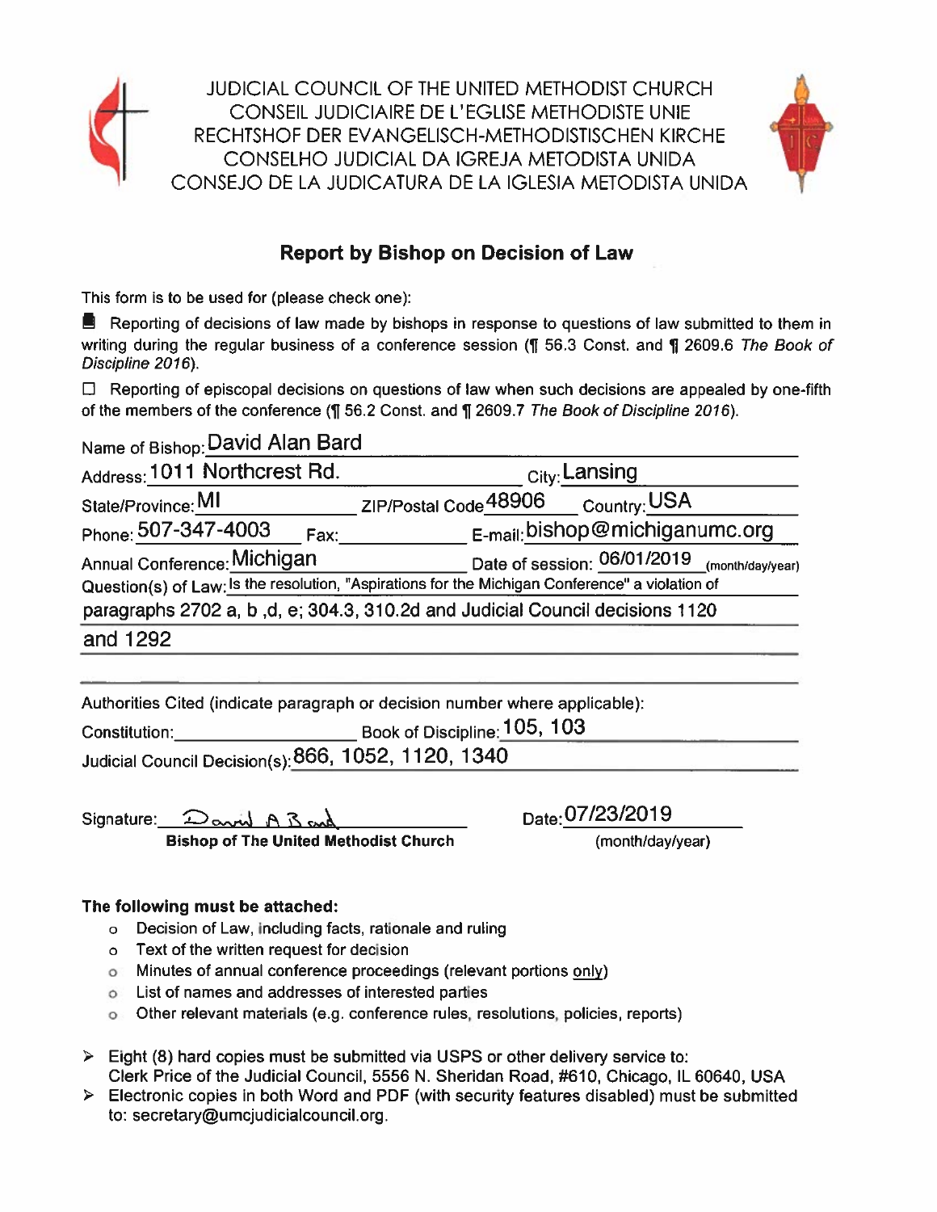JUDICIAL COUNCIL OF THE UNITED METHODIST CHURCH
CONSEIL JUDICIAIRE DE L'EGLISE METHODISTE UNIE
RECHTSHOF DER EVANGELISCH-METHODISTISCHEN KIRCHE
CONSELHO JUDICIAL DA IGREJA METODISTA UNIDA
CONSEJO DE LA JUDICATURA DE LA IGLESIA METODISTA UNIDA

## Report by Bishop on Decision of Law

This form is to be used for (please check one):

■ Reporting of decisions of law made by bishops in response to questions of law submitted to them in writing during the regular business of a conference session (¶ 56.3 Const. and ¶ 2609.6 *The Book of Discipline 2016*).

☐ Reporting of episcopal decisions on questions of law when such decisions are appealed by one-fifth of the members of the conference (¶ 56.2 Const. and ¶ 2609.7 *The Book of Discipline 2016*).

Name of Bishop: David Alan Bard

Address: 1011 Northcrest Rd. City: Lansing

State/Province: MI ZIP/Postal Code 48906 Country: USA

Phone: 507-347-4003 Fax: E-mail: bishop@michiganumc.org

Annual Conference: Michigan Date of session: 06/01/2019 (month/day/year)

Question(s) of Law: Is the resolution, "Aspirations for the Michigan Conference" a violation of paragraphs 2702 a, b ,d, e; 304.3, 310.2d and Judicial Council decisions 1120 and 1292

Authorities Cited (indicate paragraph or decision number where applicable):

Constitution: Book of Discipline: 105, 103

Judicial Council Decision(s): 866, 1052, 1120, 1340

Signature: David A Bard
**Bishop of The United Methodist Church**

Date: 07/23/2019
(month/day/year)

**The following must be attached:**

- Decision of Law, including facts, rationale and ruling
- Text of the written request for decision
- Minutes of annual conference proceedings (relevant portions only)
- List of names and addresses of interested parties
- Other relevant materials (e.g. conference rules, resolutions, policies, reports)

> Eight (8) hard copies must be submitted via USPS or other delivery service to: Clerk Price of the Judicial Council, 5556 N. Sheridan Road, #610, Chicago, IL 60640, USA

> Electronic copies in both Word and PDF (with security features disabled) must be submitted to: secretary@umcjudicialcouncil.org.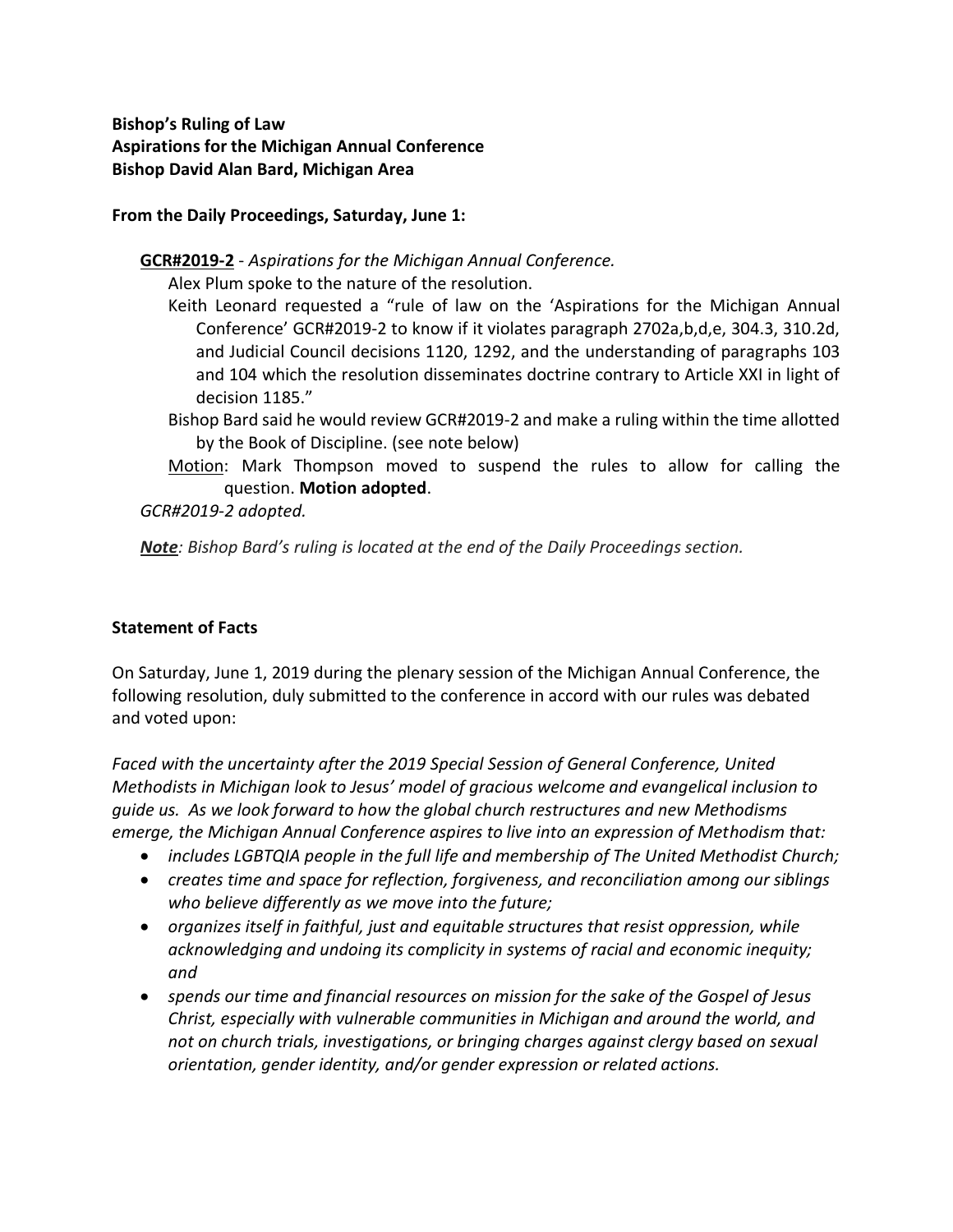**Bishop's Ruling of Law**
**Aspirations for the Michigan Annual Conference**
**Bishop David Alan Bard, Michigan Area**

**From the Daily Proceedings, Saturday, June 1:**

**GCR#2019-2** - *Aspirations for the Michigan Annual Conference.*

Alex Plum spoke to the nature of the resolution.

Keith Leonard requested a "rule of law on the 'Aspirations for the Michigan Annual Conference' GCR#2019-2 to know if it violates paragraph 2702a,b,d,e, 304.3, 310.2d, and Judicial Council decisions 1120, 1292, and the understanding of paragraphs 103 and 104 which the resolution disseminates doctrine contrary to Article XXI in light of decision 1185."

Bishop Bard said he would review GCR#2019-2 and make a ruling within the time allotted by the Book of Discipline. (see note below)

Motion: Mark Thompson moved to suspend the rules to allow for calling the question. **Motion adopted**.

*GCR#2019-2 adopted.*

***Note****: Bishop Bard's ruling is located at the end of the Daily Proceedings section.*

**Statement of Facts**

On Saturday, June 1, 2019 during the plenary session of the Michigan Annual Conference, the following resolution, duly submitted to the conference in accord with our rules was debated and voted upon:

*Faced with the uncertainty after the 2019 Special Session of General Conference, United Methodists in Michigan look to Jesus' model of gracious welcome and evangelical inclusion to guide us. As we look forward to how the global church restructures and new Methodisms emerge, the Michigan Annual Conference aspires to live into an expression of Methodism that:*

- *includes LGBTQIA people in the full life and membership of The United Methodist Church;*
- *creates time and space for reflection, forgiveness, and reconciliation among our siblings who believe differently as we move into the future;*
- *organizes itself in faithful, just and equitable structures that resist oppression, while acknowledging and undoing its complicity in systems of racial and economic inequity; and*
- *spends our time and financial resources on mission for the sake of the Gospel of Jesus Christ, especially with vulnerable communities in Michigan and around the world, and not on church trials, investigations, or bringing charges against clergy based on sexual orientation, gender identity, and/or gender expression or related actions.*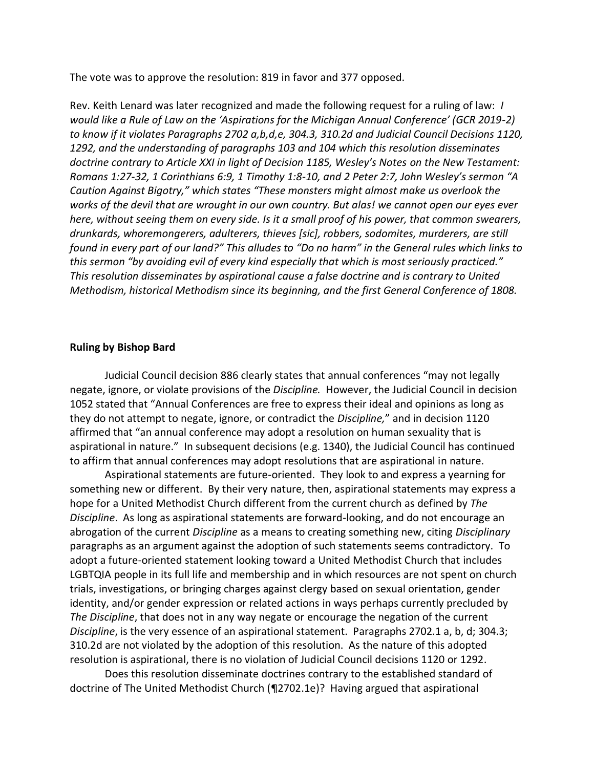The vote was to approve the resolution: 819 in favor and 377 opposed.

Rev. Keith Lenard was later recognized and made the following request for a ruling of law: *I would like a Rule of Law on the 'Aspirations for the Michigan Annual Conference' (GCR 2019-2) to know if it violates Paragraphs 2702 a,b,d,e, 304.3, 310.2d and Judicial Council Decisions 1120, 1292, and the understanding of paragraphs 103 and 104 which this resolution disseminates doctrine contrary to Article XXI in light of Decision 1185, Wesley's Notes on the New Testament: Romans 1:27-32, 1 Corinthians 6:9, 1 Timothy 1:8-10, and 2 Peter 2:7, John Wesley's sermon "A Caution Against Bigotry," which states "These monsters might almost make us overlook the works of the devil that are wrought in our own country. But alas! we cannot open our eyes ever here, without seeing them on every side. Is it a small proof of his power, that common swearers, drunkards, whoremongerers, adulterers, thieves [sic], robbers, sodomites, murderers, are still found in every part of our land?" This alludes to "Do no harm" in the General rules which links to this sermon "by avoiding evil of every kind especially that which is most seriously practiced." This resolution disseminates by aspirational cause a false doctrine and is contrary to United Methodism, historical Methodism since its beginning, and the first General Conference of 1808.*

**Ruling by Bishop Bard**

Judicial Council decision 886 clearly states that annual conferences "may not legally negate, ignore, or violate provisions of the *Discipline.* However, the Judicial Council in decision 1052 stated that "Annual Conferences are free to express their ideal and opinions as long as they do not attempt to negate, ignore, or contradict the *Discipline,*" and in decision 1120 affirmed that "an annual conference may adopt a resolution on human sexuality that is aspirational in nature." In subsequent decisions (e.g. 1340), the Judicial Council has continued to affirm that annual conferences may adopt resolutions that are aspirational in nature.

Aspirational statements are future-oriented. They look to and express a yearning for something new or different. By their very nature, then, aspirational statements may express a hope for a United Methodist Church different from the current church as defined by *The Discipline*. As long as aspirational statements are forward-looking, and do not encourage an abrogation of the current *Discipline* as a means to creating something new, citing *Disciplinary* paragraphs as an argument against the adoption of such statements seems contradictory. To adopt a future-oriented statement looking toward a United Methodist Church that includes LGBTQIA people in its full life and membership and in which resources are not spent on church trials, investigations, or bringing charges against clergy based on sexual orientation, gender identity, and/or gender expression or related actions in ways perhaps currently precluded by *The Discipline*, that does not in any way negate or encourage the negation of the current *Discipline*, is the very essence of an aspirational statement. Paragraphs 2702.1 a, b, d; 304.3; 310.2d are not violated by the adoption of this resolution. As the nature of this adopted resolution is aspirational, there is no violation of Judicial Council decisions 1120 or 1292.

Does this resolution disseminate doctrines contrary to the established standard of doctrine of The United Methodist Church (¶2702.1e)? Having argued that aspirational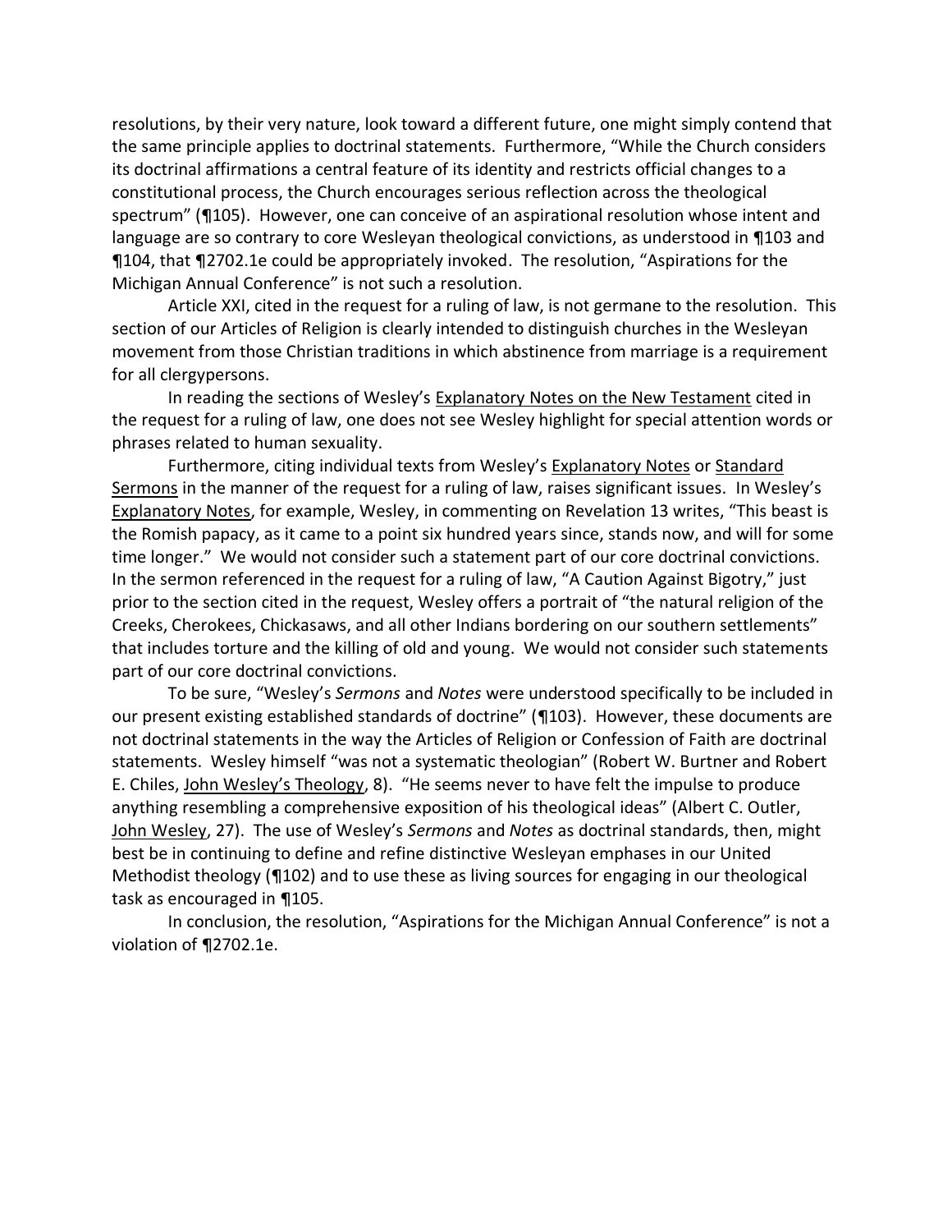resolutions, by their very nature, look toward a different future, one might simply contend that the same principle applies to doctrinal statements. Furthermore, "While the Church considers its doctrinal affirmations a central feature of its identity and restricts official changes to a constitutional process, the Church encourages serious reflection across the theological spectrum" (¶105). However, one can conceive of an aspirational resolution whose intent and language are so contrary to core Wesleyan theological convictions, as understood in ¶103 and ¶104, that ¶2702.1e could be appropriately invoked. The resolution, "Aspirations for the Michigan Annual Conference" is not such a resolution.

Article XXI, cited in the request for a ruling of law, is not germane to the resolution. This section of our Articles of Religion is clearly intended to distinguish churches in the Wesleyan movement from those Christian traditions in which abstinence from marriage is a requirement for all clergypersons.

In reading the sections of Wesley's Explanatory Notes on the New Testament cited in the request for a ruling of law, one does not see Wesley highlight for special attention words or phrases related to human sexuality.

Furthermore, citing individual texts from Wesley's Explanatory Notes or Standard Sermons in the manner of the request for a ruling of law, raises significant issues. In Wesley's Explanatory Notes, for example, Wesley, in commenting on Revelation 13 writes, "This beast is the Romish papacy, as it came to a point six hundred years since, stands now, and will for some time longer." We would not consider such a statement part of our core doctrinal convictions. In the sermon referenced in the request for a ruling of law, "A Caution Against Bigotry," just prior to the section cited in the request, Wesley offers a portrait of "the natural religion of the Creeks, Cherokees, Chickasaws, and all other Indians bordering on our southern settlements" that includes torture and the killing of old and young. We would not consider such statements part of our core doctrinal convictions.

To be sure, "Wesley's *Sermons* and *Notes* were understood specifically to be included in our present existing established standards of doctrine" (¶103). However, these documents are not doctrinal statements in the way the Articles of Religion or Confession of Faith are doctrinal statements. Wesley himself "was not a systematic theologian" (Robert W. Burtner and Robert E. Chiles, John Wesley's Theology, 8). "He seems never to have felt the impulse to produce anything resembling a comprehensive exposition of his theological ideas" (Albert C. Outler, John Wesley, 27). The use of Wesley's *Sermons* and *Notes* as doctrinal standards, then, might best be in continuing to define and refine distinctive Wesleyan emphases in our United Methodist theology (¶102) and to use these as living sources for engaging in our theological task as encouraged in ¶105.

In conclusion, the resolution, "Aspirations for the Michigan Annual Conference" is not a violation of ¶2702.1e.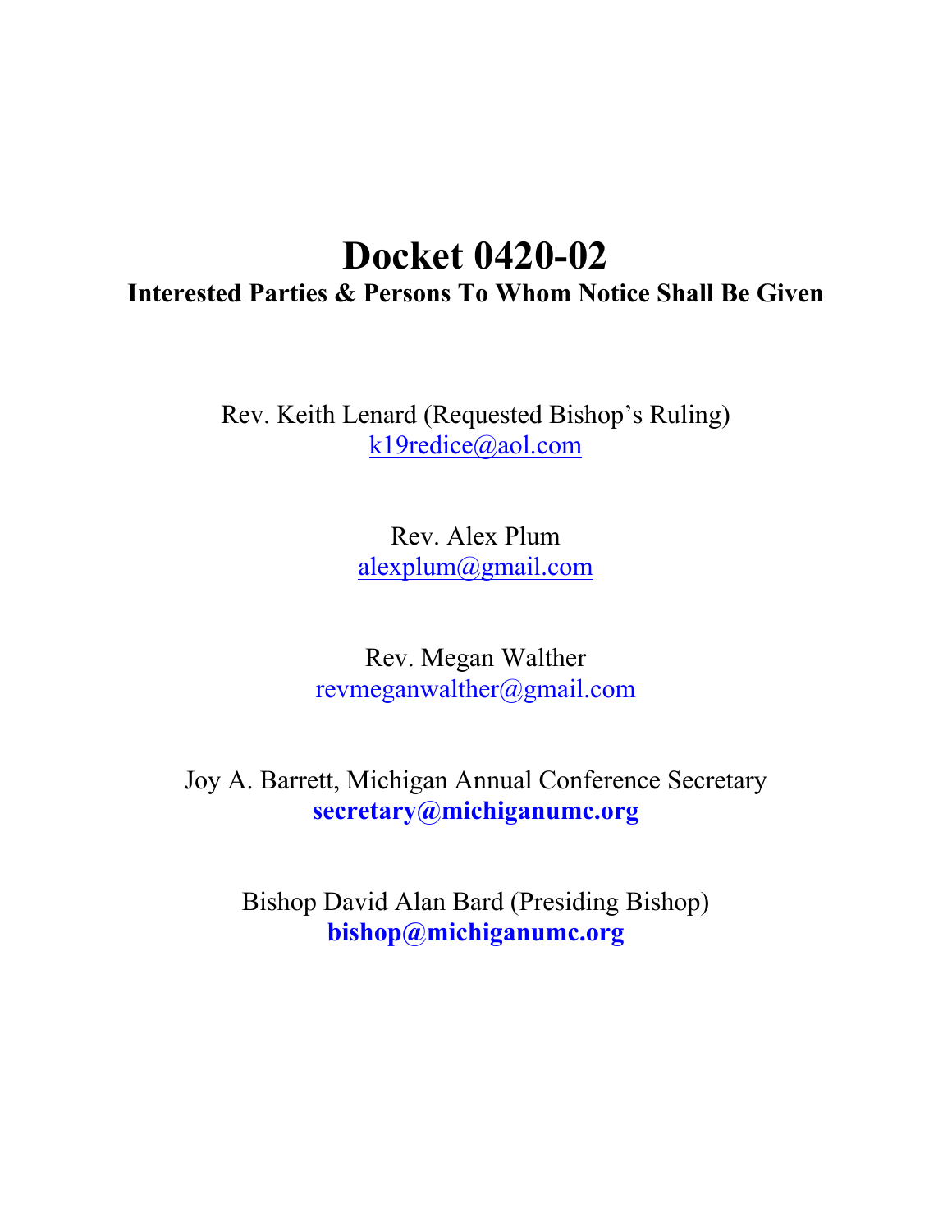# Docket 0420-02

## Interested Parties & Persons To Whom Notice Shall Be Given

Rev. Keith Lenard (Requested Bishop's Ruling)
k19redice@aol.com

Rev. Alex Plum
alexplum@gmail.com

Rev. Megan Walther
revmeganwalther@gmail.com

Joy A. Barrett, Michigan Annual Conference Secretary
**secretary@michiganumc.org**

Bishop David Alan Bard (Presiding Bishop)
**bishop@michiganumc.org**